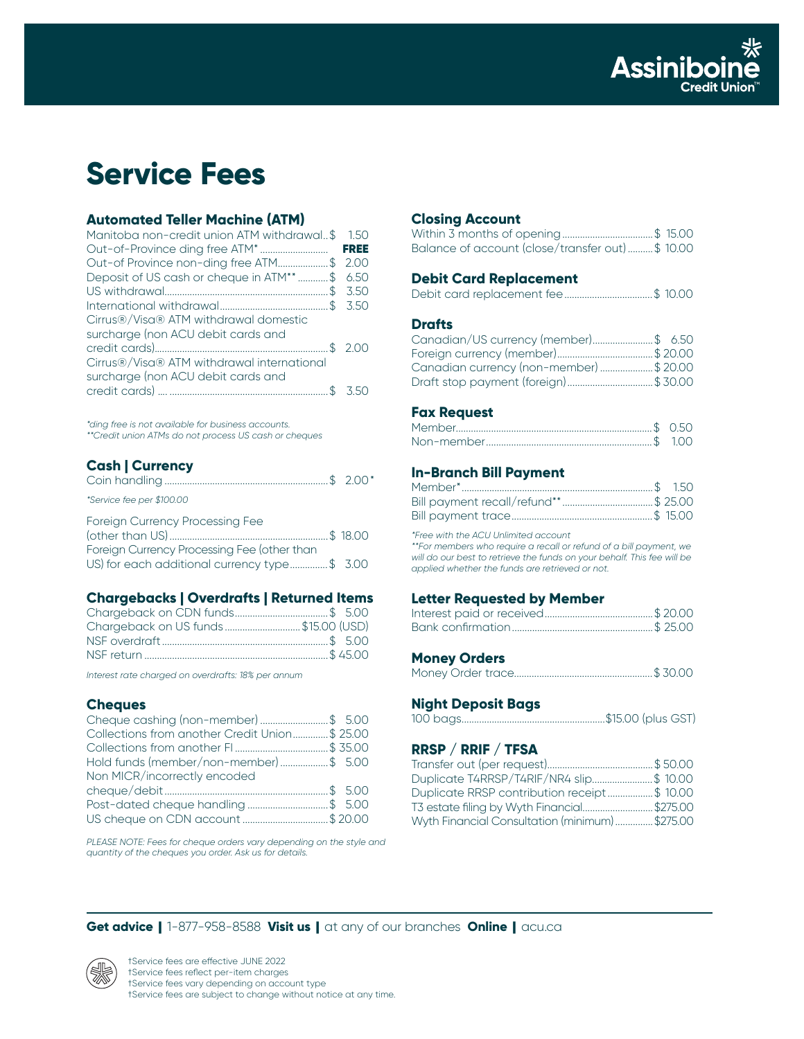# Service Fees

## Automated Teller Machine (ATM)

| Service | Fee |
| --- | --- |
| Manitoba non-credit union ATM withdrawal | $ 1.50 |
| Out-of-Province ding free ATM* | **FREE** |
| Out-of Province non-ding free ATM | $ 2.00 |
| Deposit of US cash or cheque in ATM** | $ 6.50 |
| US withdrawal | $ 3.50 |
| International withdrawal | $ 3.50 |
| Cirrus®/Visa® ATM withdrawal domestic surcharge (non ACU debit cards and credit cards) | $ 2.00 |
| Cirrus®/Visa® ATM withdrawal international surcharge (non ACU debit cards and credit cards) | $ 3.50 |

*ding free is not available for business accounts.
**Credit union ATMs do not process US cash or cheques

## Cash | Currency

| Service | Fee |
| --- | --- |
| Coin handling | $ 2.00* |

*Service fee per $100.00

| Service | Fee |
| --- | --- |
| Foreign Currency Processing Fee (other than US) | $ 18.00 |
| Foreign Currency Processing Fee (other than US) for each additional currency type | $ 3.00 |

## Chargebacks | Overdrafts | Returned Items

| Service | Fee |
| --- | --- |
| Chargeback on CDN funds | $ 5.00 |
| Chargeback on US funds | $15.00 (USD) |
| NSF overdraft | $ 5.00 |
| NSF return | $ 45.00 |

*Interest rate charged on overdrafts: 18% per annum*

## Cheques

| Service | Fee |
| --- | --- |
| Cheque cashing (non-member) | $ 5.00 |
| Collections from another Credit Union | $ 25.00 |
| Collections from another FI | $ 35.00 |
| Hold funds (member/non-member) | $ 5.00 |
| Non MICR/incorrectly encoded cheque/debit | $ 5.00 |
| Post-dated cheque handling | $ 5.00 |
| US cheque on CDN account | $ 20.00 |

*PLEASE NOTE: Fees for cheque orders vary depending on the style and quantity of the cheques you order. Ask us for details.*

## Closing Account

| Service | Fee |
| --- | --- |
| Within 3 months of opening | $ 15.00 |
| Balance of account (close/transfer out) | $ 10.00 |

## Debit Card Replacement

| Service | Fee |
| --- | --- |
| Debit card replacement fee | $ 10.00 |

## Drafts

| Service | Fee |
| --- | --- |
| Canadian/US currency (member) | $ 6.50 |
| Foreign currency (member) | $ 20.00 |
| Canadian currency (non-member) | $ 20.00 |
| Draft stop payment (foreign) | $ 30.00 |

## Fax Request

| Service | Fee |
| --- | --- |
| Member | $ 0.50 |
| Non-member | $ 1.00 |

## In-Branch Bill Payment

| Service | Fee |
| --- | --- |
| Member* | $ 1.50 |
| Bill payment recall/refund** | $ 25.00 |
| Bill payment trace | $ 15.00 |

*Free with the ACU Unlimited account
**For members who require a recall or refund of a bill payment, we will do our best to retrieve the funds on your behalf. This fee will be applied whether the funds are retrieved or not.

## Letter Requested by Member

| Service | Fee |
| --- | --- |
| Interest paid or received | $ 20.00 |
| Bank confirmation | $ 25.00 |

## Money Orders

| Service | Fee |
| --- | --- |
| Money Order trace | $ 30.00 |

## Night Deposit Bags

| Service | Fee |
| --- | --- |
| 100 bags | $15.00 (plus GST) |

## RRSP / RRIF / TFSA

| Service | Fee |
| --- | --- |
| Transfer out (per request) | $ 50.00 |
| Duplicate T4RRSP/T4RIF/NR4 slip | $ 10.00 |
| Duplicate RRSP contribution receipt | $ 10.00 |
| T3 estate filing by Wyth Financial | $275.00 |
| Wyth Financial Consultation (minimum) | $275.00 |

**Get advice |** 1-877-958-8588 **Visit us |** at any of our branches **Online |** acu.ca

†Service fees are effective JUNE 2022
†Service fees reflect per-item charges
†Service fees vary depending on account type
†Service fees are subject to change without notice at any time.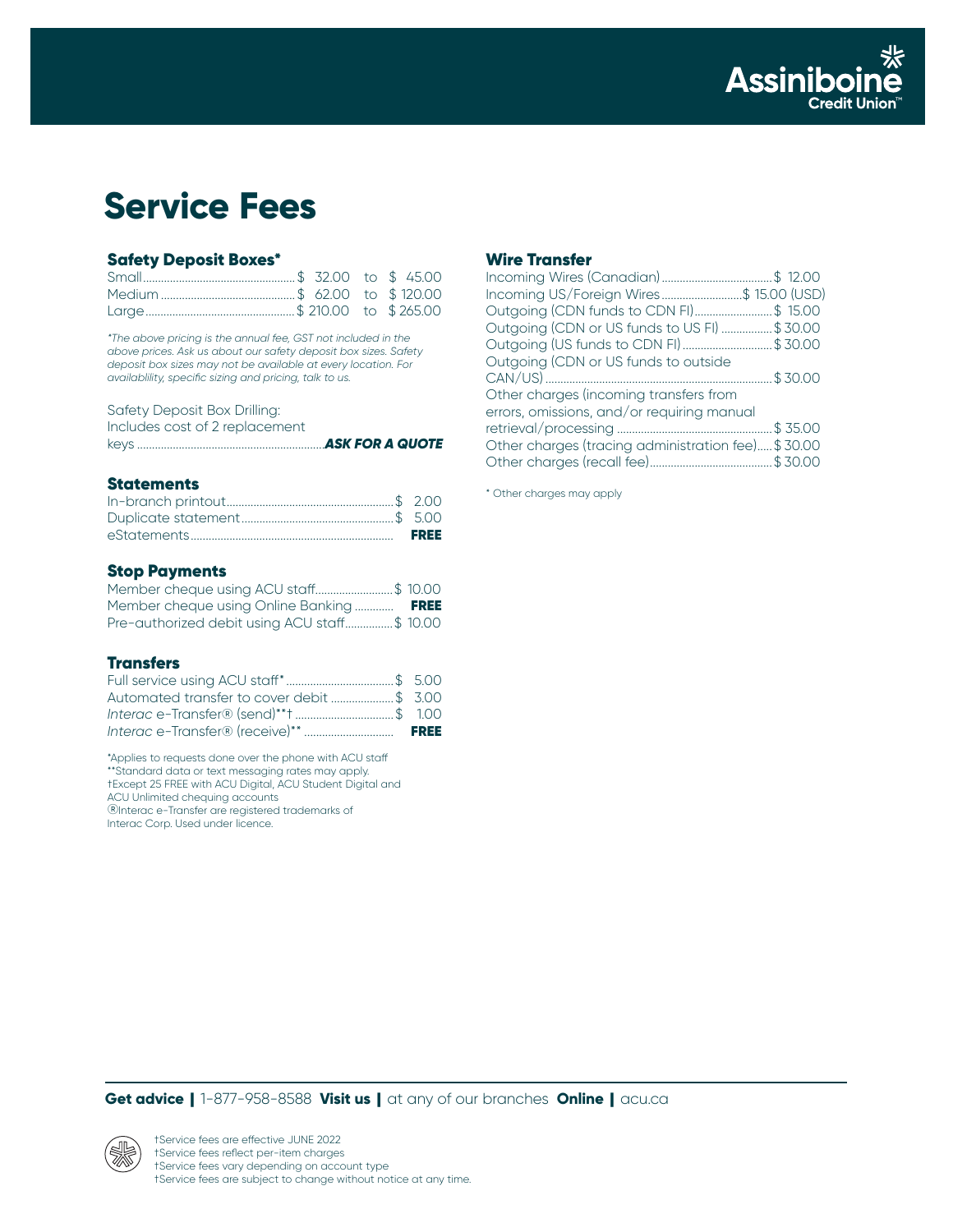# Service Fees

### Safety Deposit Boxes*

| | | | |
|---|---|---|---|
| Small | $ 32.00 | to | $ 45.00 |
| Medium | $ 62.00 | to | $ 120.00 |
| Large | $ 210.00 | to | $ 265.00 |

*\*The above pricing is the annual fee, GST not included in the above prices. Ask us about our safety deposit box sizes. Safety deposit box sizes may not be available at every location. For availablility, specific sizing and pricing, talk to us.*

Safety Deposit Box Drilling: Includes cost of 2 replacement keys .......... ***ASK FOR A QUOTE***

### Statements

| | |
|---|---|
| In-branch printout | $ 2.00 |
| Duplicate statement | $ 5.00 |
| eStatements | **FREE** |

### Stop Payments

| | |
|---|---|
| Member cheque using ACU staff | $ 10.00 |
| Member cheque using Online Banking | **FREE** |
| Pre-authorized debit using ACU staff | $ 10.00 |

### Transfers

| | |
|---|---|
| Full service using ACU staff* | $ 5.00 |
| Automated transfer to cover debit | $ 3.00 |
| *Interac* e-Transfer® (send)**† | $ 1.00 |
| *Interac* e-Transfer® (receive)** | **FREE** |

*Applies to requests done over the phone with ACU staff
**Standard data or text messaging rates may apply.
†Except 25 FREE with ACU Digital, ACU Student Digital and ACU Unlimited chequing accounts
®Interac e-Transfer are registered trademarks of Interac Corp. Used under licence.

### Wire Transfer

| | |
|---|---|
| Incoming Wires (Canadian) | $ 12.00 |
| Incoming US/Foreign Wires | $ 15.00 (USD) |
| Outgoing (CDN funds to CDN FI) | $ 15.00 |
| Outgoing (CDN or US funds to US FI) | $ 30.00 |
| Outgoing (US funds to CDN FI) | $ 30.00 |
| Outgoing (CDN or US funds to outside CAN/US) | $ 30.00 |
| Other charges (incoming transfers from errors, omissions, and/or requiring manual retrieval/processing | $ 35.00 |
| Other charges (tracing administration fee) | $ 30.00 |
| Other charges (recall fee) | $ 30.00 |

\* Other charges may apply

**Get advice |** 1-877-958-8588 **Visit us |** at any of our branches **Online |** acu.ca

†Service fees are effective JUNE 2022
†Service fees reflect per-item charges
†Service fees vary depending on account type
†Service fees are subject to change without notice at any time.